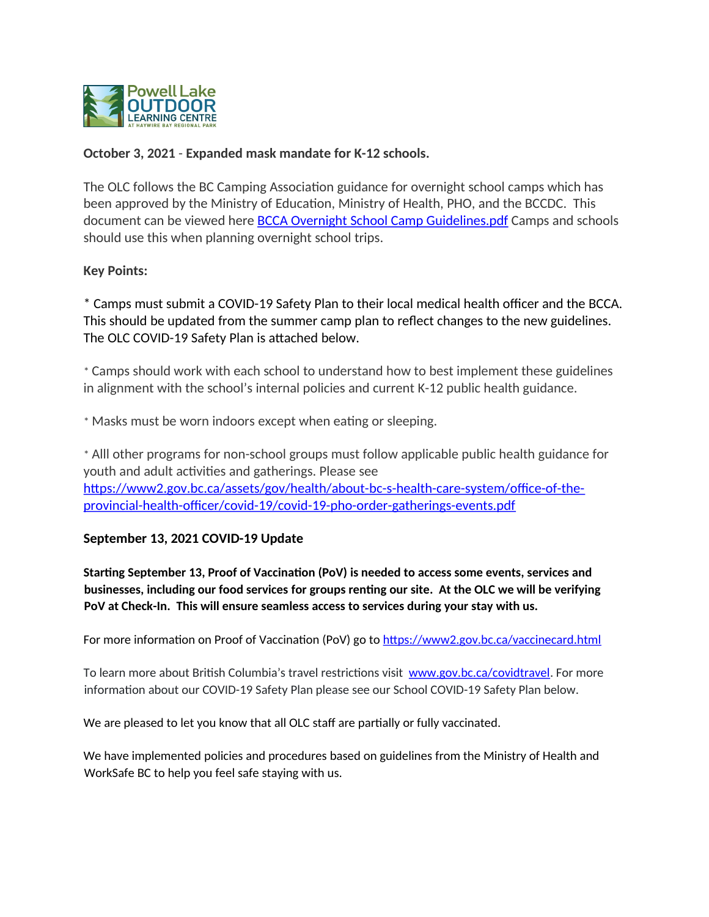**October 3, 2021 - Expanded mask mandate for K-12 schools.**

The OLC follows the BC Camping Association guidance for overnight school camps which has been approved by the Ministry of Education, Ministry of Health, PHO, and the BCCDC. This document can be viewed here [BCCA Overnight School Camp Guidelines.pdf]() Camps and schools should use this when planning overnight school trips.

**Key Points:**

* Camps must submit a COVID-19 Safety Plan to their local medical health officer and the BCCA. This should be updated from the summer camp plan to reflect changes to the new guidelines. The OLC COVID-19 Safety Plan is attached below.

* Camps should work with each school to understand how to best implement these guidelines in alignment with the school's internal policies and current K-12 public health guidance.

* Masks must be worn indoors except when eating or sleeping.

* Alll other programs for non-school groups must follow applicable public health guidance for youth and adult activities and gatherings. Please see https://www2.gov.bc.ca/assets/gov/health/about-bc-s-health-care-system/office-of-the-provincial-health-officer/covid-19/covid-19-pho-order-gatherings-events.pdf

**September 13, 2021 COVID-19 Update**

**Starting September 13, Proof of Vaccination (PoV) is needed to access some events, services and businesses, including our food services for groups renting our site. At the OLC we will be verifying PoV at Check-In. This will ensure seamless access to services during your stay with us.**

For more information on Proof of Vaccination (PoV) go to https://www2.gov.bc.ca/vaccinecard.html

To learn more about British Columbia's travel restrictions visit www.gov.bc.ca/covidtravel. For more information about our COVID-19 Safety Plan please see our School COVID-19 Safety Plan below.

We are pleased to let you know that all OLC staff are partially or fully vaccinated.

We have implemented policies and procedures based on guidelines from the Ministry of Health and WorkSafe BC to help you feel safe staying with us.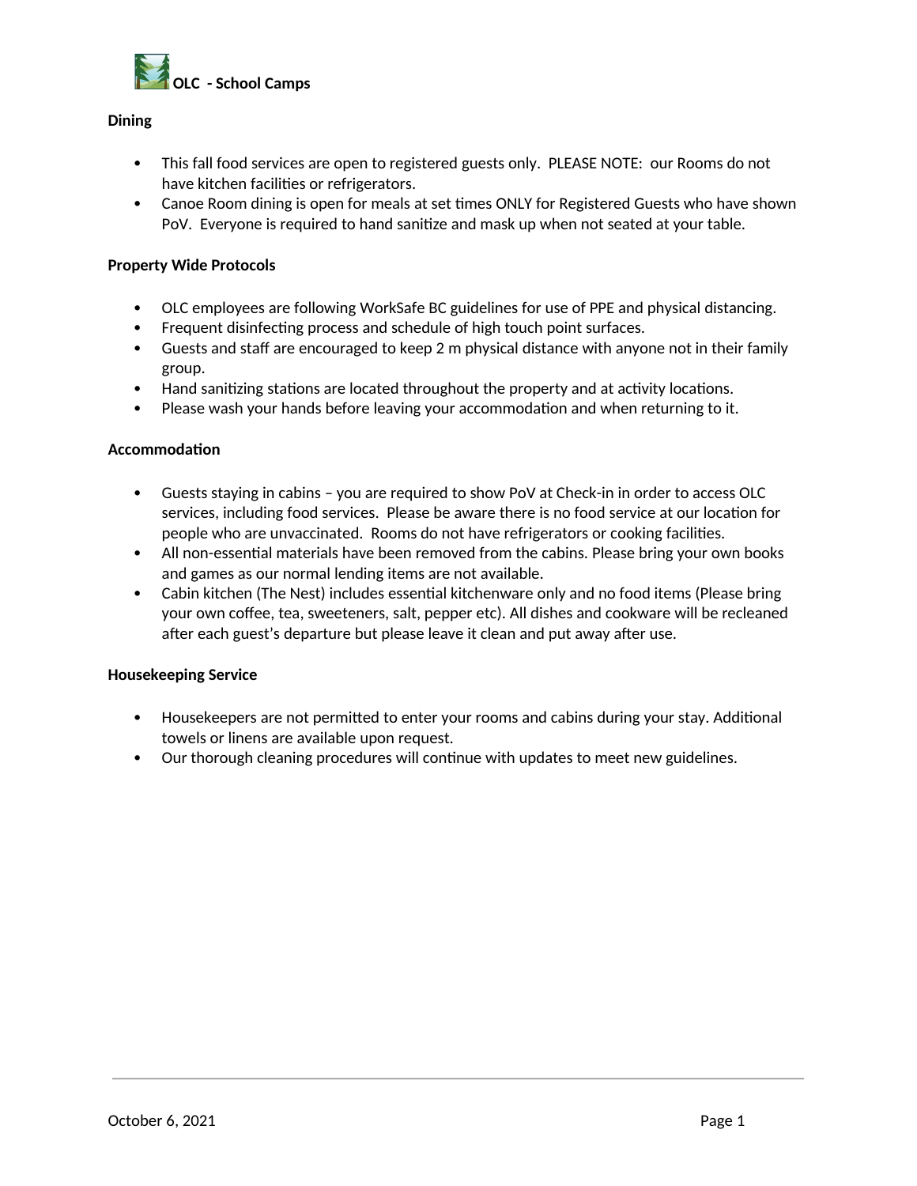**OLC - School Camps**

**Dining**

- This fall food services are open to registered guests only. PLEASE NOTE: our Rooms do not have kitchen facilities or refrigerators.
- Canoe Room dining is open for meals at set times ONLY for Registered Guests who have shown PoV. Everyone is required to hand sanitize and mask up when not seated at your table.

**Property Wide Protocols**

- OLC employees are following WorkSafe BC guidelines for use of PPE and physical distancing.
- Frequent disinfecting process and schedule of high touch point surfaces.
- Guests and staff are encouraged to keep 2 m physical distance with anyone not in their family group.
- Hand sanitizing stations are located throughout the property and at activity locations.
- Please wash your hands before leaving your accommodation and when returning to it.

**Accommodation**

- Guests staying in cabins – you are required to show PoV at Check-in in order to access OLC services, including food services. Please be aware there is no food service at our location for people who are unvaccinated. Rooms do not have refrigerators or cooking facilities.
- All non-essential materials have been removed from the cabins. Please bring your own books and games as our normal lending items are not available.
- Cabin kitchen (The Nest) includes essential kitchenware only and no food items (Please bring your own coffee, tea, sweeteners, salt, pepper etc). All dishes and cookware will be recleaned after each guest's departure but please leave it clean and put away after use.

**Housekeeping Service**

- Housekeepers are not permitted to enter your rooms and cabins during your stay. Additional towels or linens are available upon request.
- Our thorough cleaning procedures will continue with updates to meet new guidelines.

October 6, 2021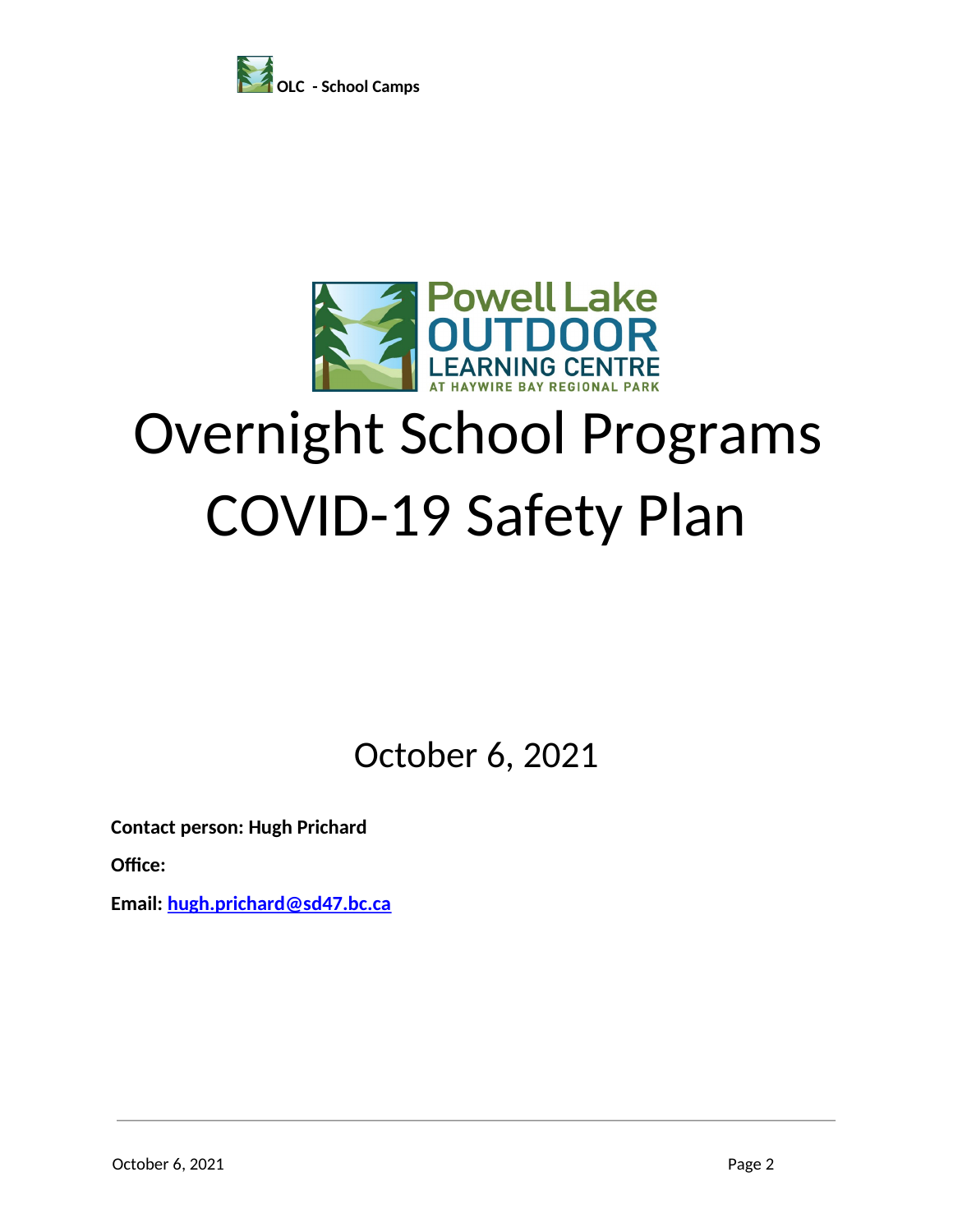Powell Lake OUTDOOR LEARNING CENTRE AT HAYWIRE BAY REGIONAL PARK

# Overnight School Programs COVID-19 Safety Plan

October 6, 2021

**Contact person: Hugh Prichard**

**Office:**

**Email: hugh.prichard@sd47.bc.ca**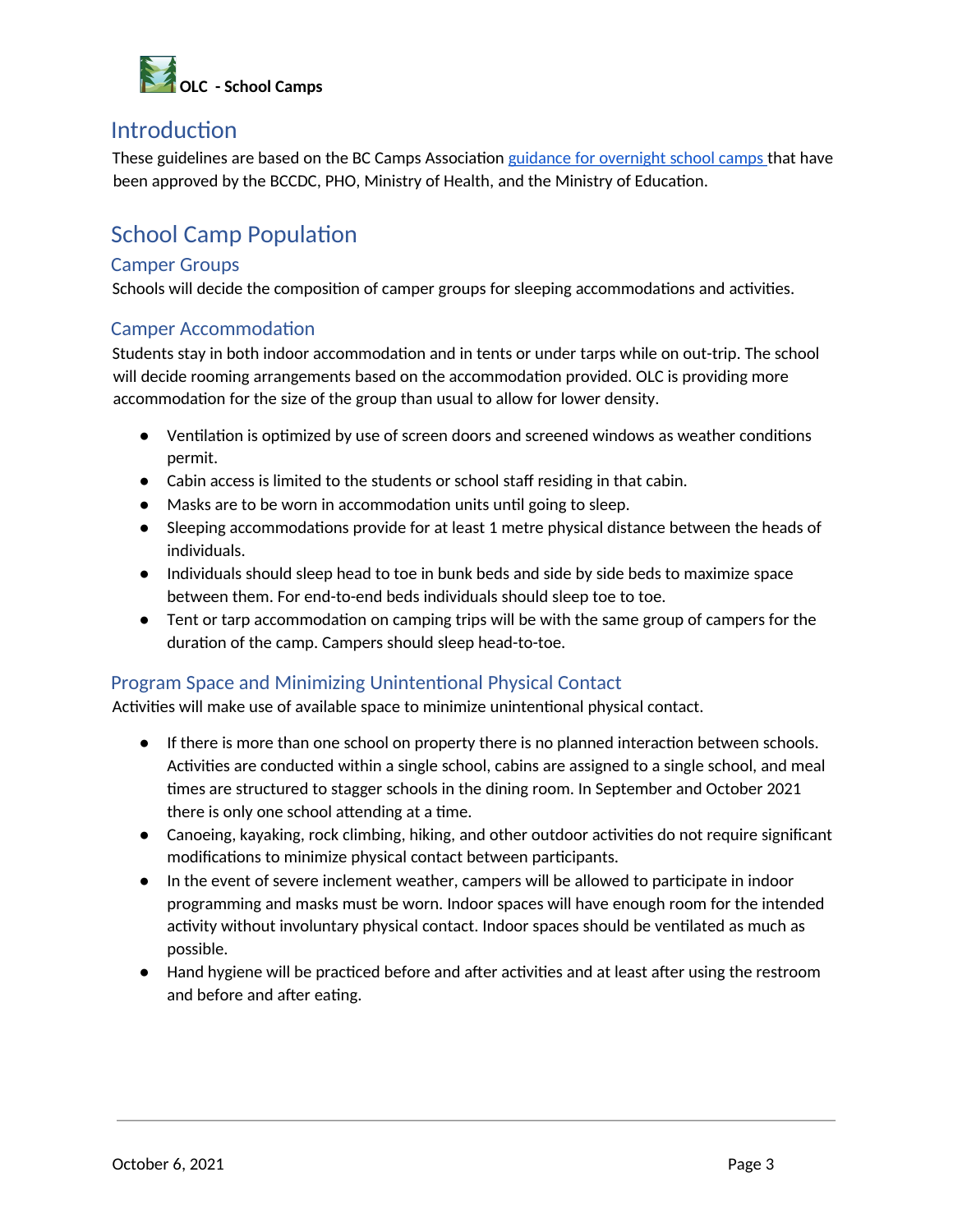# Introduction

These guidelines are based on the BC Camps Association [guidance for overnight school camps ]that have been approved by the BCCDC, PHO, Ministry of Health, and the Ministry of Education.

# School Camp Population

## Camper Groups

Schools will decide the composition of camper groups for sleeping accommodations and activities.

## Camper Accommodation

Students stay in both indoor accommodation and in tents or under tarps while on out-trip. The school will decide rooming arrangements based on the accommodation provided. OLC is providing more accommodation for the size of the group than usual to allow for lower density.

- Ventilation is optimized by use of screen doors and screened windows as weather conditions permit.
- Cabin access is limited to the students or school staff residing in that cabin.
- Masks are to be worn in accommodation units until going to sleep.
- Sleeping accommodations provide for at least 1 metre physical distance between the heads of individuals.
- Individuals should sleep head to toe in bunk beds and side by side beds to maximize space between them. For end-to-end beds individuals should sleep toe to toe.
- Tent or tarp accommodation on camping trips will be with the same group of campers for the duration of the camp. Campers should sleep head-to-toe.

## Program Space and Minimizing Unintentional Physical Contact

Activities will make use of available space to minimize unintentional physical contact.

- If there is more than one school on property there is no planned interaction between schools. Activities are conducted within a single school, cabins are assigned to a single school, and meal times are structured to stagger schools in the dining room. In September and October 2021 there is only one school attending at a time.
- Canoeing, kayaking, rock climbing, hiking, and other outdoor activities do not require significant modifications to minimize physical contact between participants.
- In the event of severe inclement weather, campers will be allowed to participate in indoor programming and masks must be worn. Indoor spaces will have enough room for the intended activity without involuntary physical contact. Indoor spaces should be ventilated as much as possible.
- Hand hygiene will be practiced before and after activities and at least after using the restroom and before and after eating.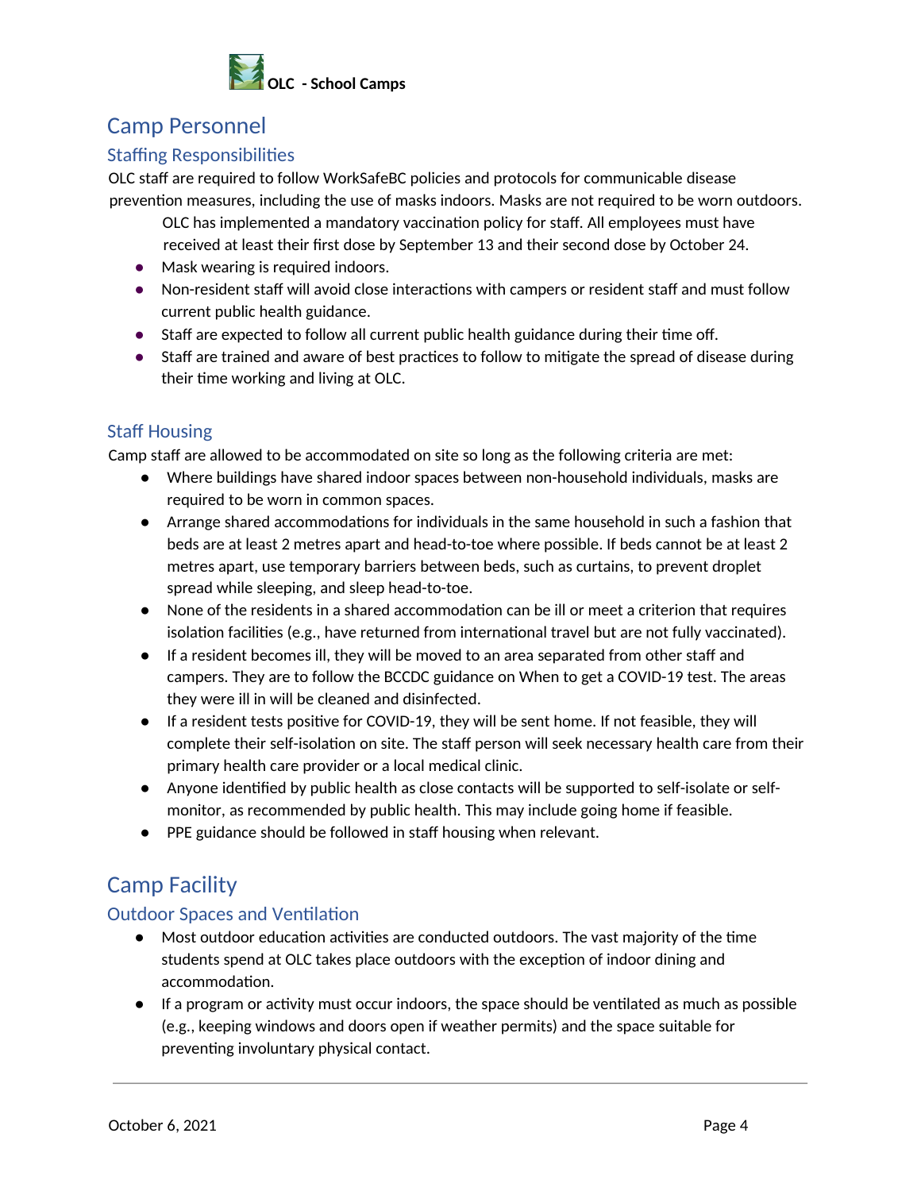# Camp Personnel

## Staffing Responsibilities

OLC staff are required to follow WorkSafeBC policies and protocols for communicable disease prevention measures, including the use of masks indoors. Masks are not required to be worn outdoors.

OLC has implemented a mandatory vaccination policy for staff. All employees must have received at least their first dose by September 13 and their second dose by October 24.

- Mask wearing is required indoors.
- Non-resident staff will avoid close interactions with campers or resident staff and must follow current public health guidance.
- Staff are expected to follow all current public health guidance during their time off.
- Staff are trained and aware of best practices to follow to mitigate the spread of disease during their time working and living at OLC.

## Staff Housing

Camp staff are allowed to be accommodated on site so long as the following criteria are met:

- Where buildings have shared indoor spaces between non-household individuals, masks are required to be worn in common spaces.
- Arrange shared accommodations for individuals in the same household in such a fashion that beds are at least 2 metres apart and head-to-toe where possible. If beds cannot be at least 2 metres apart, use temporary barriers between beds, such as curtains, to prevent droplet spread while sleeping, and sleep head-to-toe.
- None of the residents in a shared accommodation can be ill or meet a criterion that requires isolation facilities (e.g., have returned from international travel but are not fully vaccinated).
- If a resident becomes ill, they will be moved to an area separated from other staff and campers. They are to follow the BCCDC guidance on When to get a COVID-19 test. The areas they were ill in will be cleaned and disinfected.
- If a resident tests positive for COVID-19, they will be sent home. If not feasible, they will complete their self-isolation on site. The staff person will seek necessary health care from their primary health care provider or a local medical clinic.
- Anyone identified by public health as close contacts will be supported to self-isolate or self-monitor, as recommended by public health. This may include going home if feasible.
- PPE guidance should be followed in staff housing when relevant.

# Camp Facility

## Outdoor Spaces and Ventilation

- Most outdoor education activities are conducted outdoors. The vast majority of the time students spend at OLC takes place outdoors with the exception of indoor dining and accommodation.
- If a program or activity must occur indoors, the space should be ventilated as much as possible (e.g., keeping windows and doors open if weather permits) and the space suitable for preventing involuntary physical contact.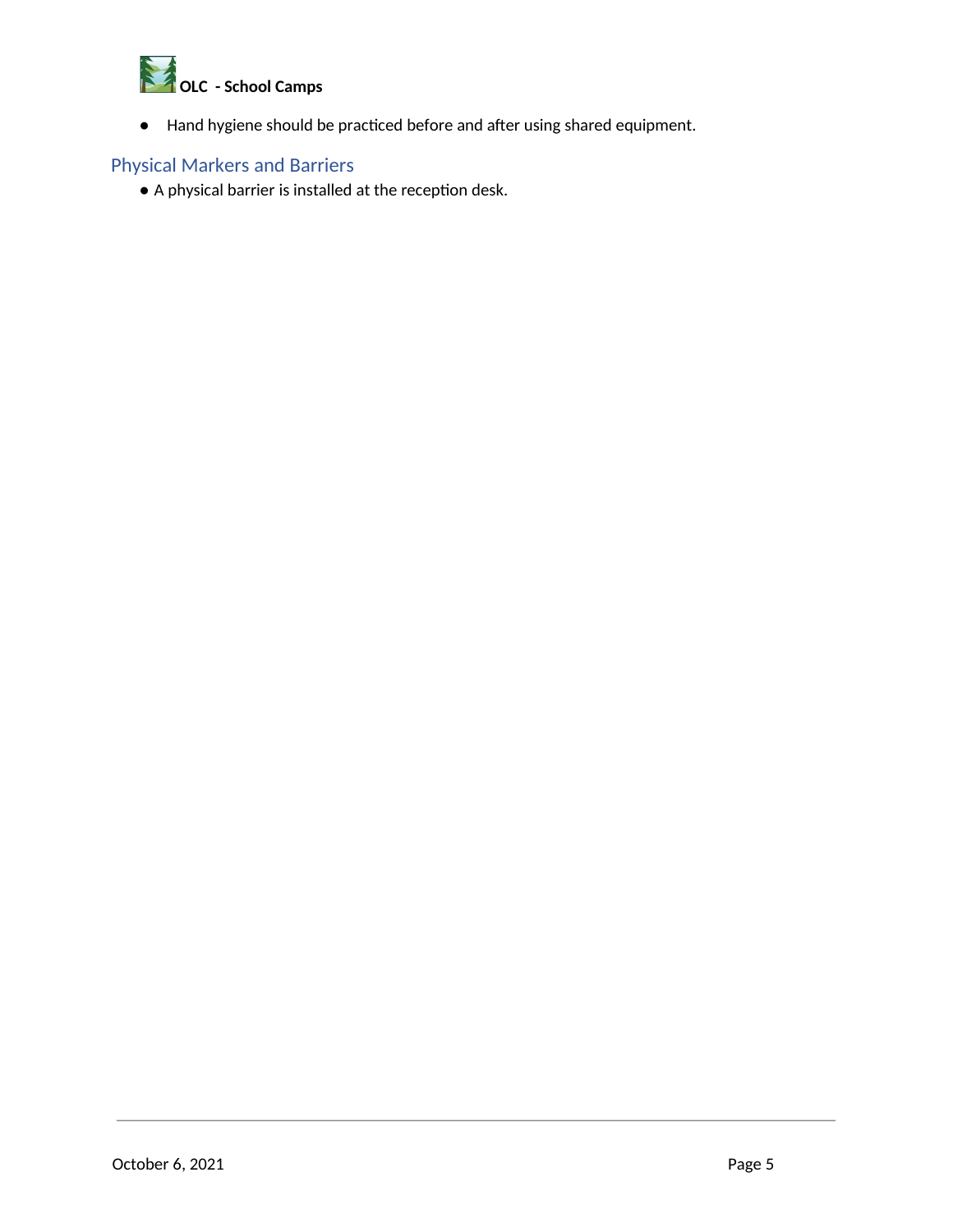- Hand hygiene should be practiced before and after using shared equipment.

## Physical Markers and Barriers

- A physical barrier is installed at the reception desk.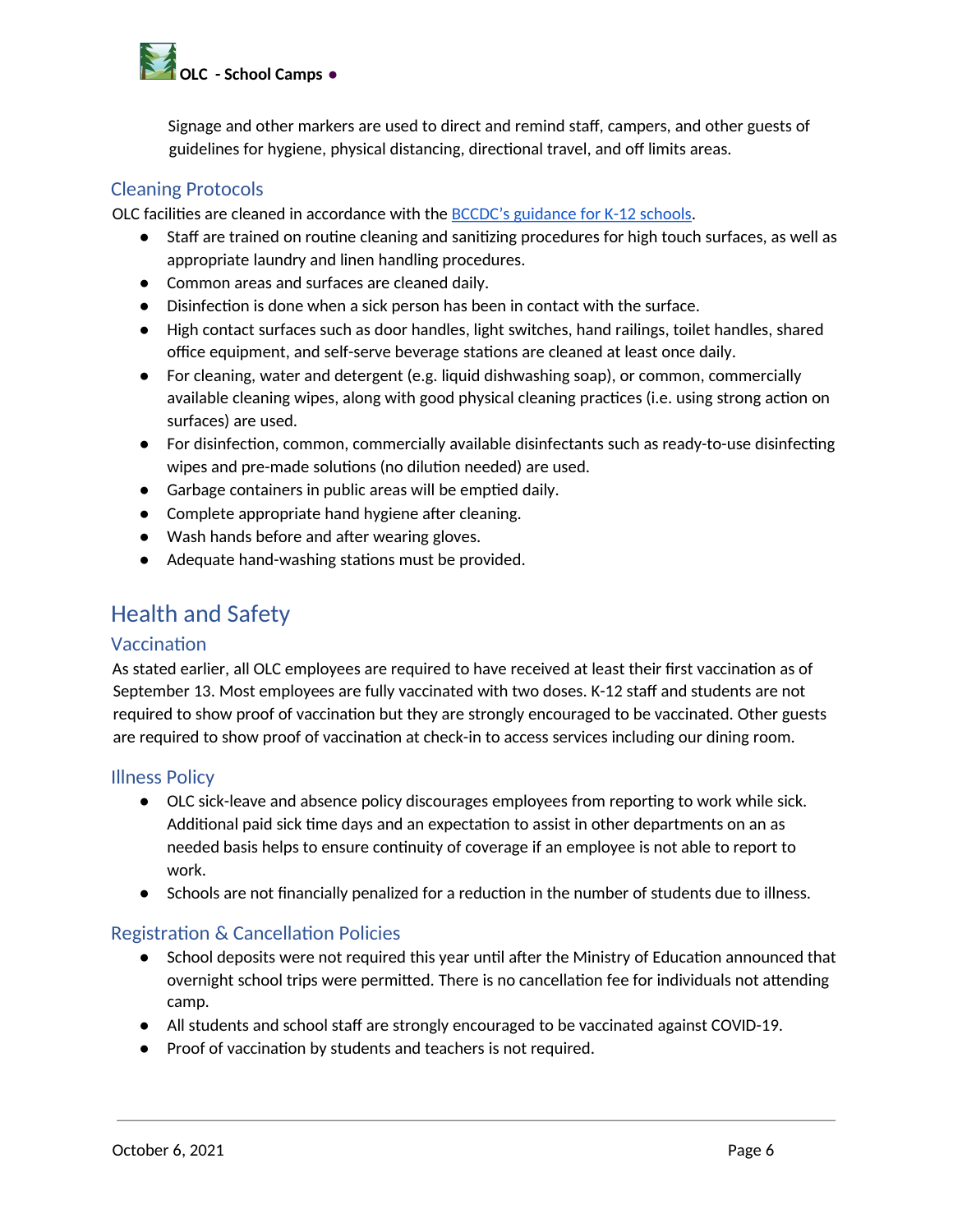Signage and other markers are used to direct and remind staff, campers, and other guests of guidelines for hygiene, physical distancing, directional travel, and off limits areas.

### Cleaning Protocols

OLC facilities are cleaned in accordance with the [BCCDC's guidance for K-12 schools](BCCDC's guidance for K-12 schools).

- Staff are trained on routine cleaning and sanitizing procedures for high touch surfaces, as well as appropriate laundry and linen handling procedures.
- Common areas and surfaces are cleaned daily.
- Disinfection is done when a sick person has been in contact with the surface.
- High contact surfaces such as door handles, light switches, hand railings, toilet handles, shared office equipment, and self-serve beverage stations are cleaned at least once daily.
- For cleaning, water and detergent (e.g. liquid dishwashing soap), or common, commercially available cleaning wipes, along with good physical cleaning practices (i.e. using strong action on surfaces) are used.
- For disinfection, common, commercially available disinfectants such as ready-to-use disinfecting wipes and pre-made solutions (no dilution needed) are used.
- Garbage containers in public areas will be emptied daily.
- Complete appropriate hand hygiene after cleaning.
- Wash hands before and after wearing gloves.
- Adequate hand-washing stations must be provided.

## Health and Safety

### Vaccination

As stated earlier, all OLC employees are required to have received at least their first vaccination as of September 13. Most employees are fully vaccinated with two doses. K-12 staff and students are not required to show proof of vaccination but they are strongly encouraged to be vaccinated. Other guests are required to show proof of vaccination at check-in to access services including our dining room.

### Illness Policy

- OLC sick-leave and absence policy discourages employees from reporting to work while sick. Additional paid sick time days and an expectation to assist in other departments on an as needed basis helps to ensure continuity of coverage if an employee is not able to report to work.
- Schools are not financially penalized for a reduction in the number of students due to illness.

### Registration & Cancellation Policies

- School deposits were not required this year until after the Ministry of Education announced that overnight school trips were permitted. There is no cancellation fee for individuals not attending camp.
- All students and school staff are strongly encouraged to be vaccinated against COVID-19.
- Proof of vaccination by students and teachers is not required.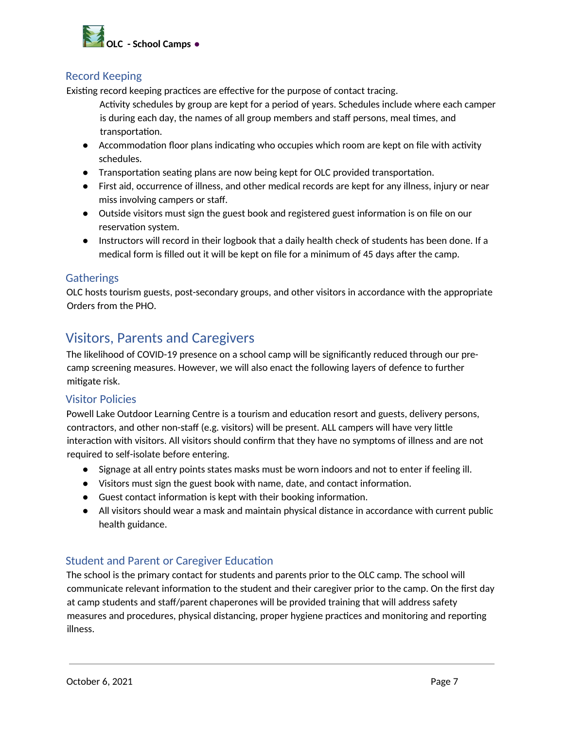## Record Keeping

Existing record keeping practices are effective for the purpose of contact tracing.

- Activity schedules by group are kept for a period of years. Schedules include where each camper is during each day, the names of all group members and staff persons, meal times, and transportation.
- Accommodation floor plans indicating who occupies which room are kept on file with activity schedules.
- Transportation seating plans are now being kept for OLC provided transportation.
- First aid, occurrence of illness, and other medical records are kept for any illness, injury or near miss involving campers or staff.
- Outside visitors must sign the guest book and registered guest information is on file on our reservation system.
- Instructors will record in their logbook that a daily health check of students has been done. If a medical form is filled out it will be kept on file for a minimum of 45 days after the camp.

## Gatherings

OLC hosts tourism guests, post-secondary groups, and other visitors in accordance with the appropriate Orders from the PHO.

# Visitors, Parents and Caregivers

The likelihood of COVID-19 presence on a school camp will be significantly reduced through our pre-camp screening measures. However, we will also enact the following layers of defence to further mitigate risk.

## Visitor Policies

Powell Lake Outdoor Learning Centre is a tourism and education resort and guests, delivery persons, contractors, and other non-staff (e.g. visitors) will be present. ALL campers will have very little interaction with visitors. All visitors should confirm that they have no symptoms of illness and are not required to self-isolate before entering.

- Signage at all entry points states masks must be worn indoors and not to enter if feeling ill.
- Visitors must sign the guest book with name, date, and contact information.
- Guest contact information is kept with their booking information.
- All visitors should wear a mask and maintain physical distance in accordance with current public health guidance.

## Student and Parent or Caregiver Education

The school is the primary contact for students and parents prior to the OLC camp. The school will communicate relevant information to the student and their caregiver prior to the camp. On the first day at camp students and staff/parent chaperones will be provided training that will address safety measures and procedures, physical distancing, proper hygiene practices and monitoring and reporting illness.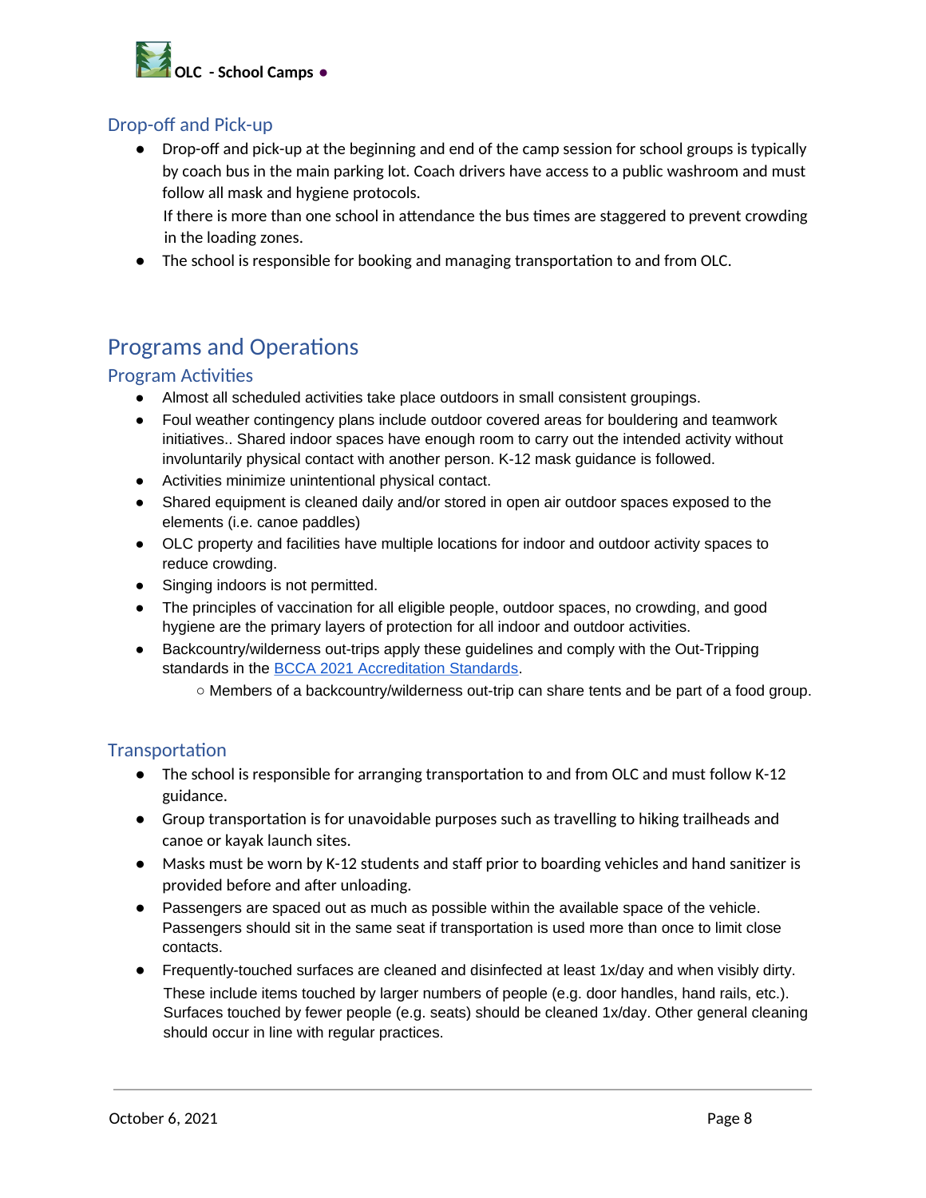## Drop-off and Pick-up

- Drop-off and pick-up at the beginning and end of the camp session for school groups is typically by coach bus in the main parking lot. Coach drivers have access to a public washroom and must follow all mask and hygiene protocols.
  If there is more than one school in attendance the bus times are staggered to prevent crowding in the loading zones.
- The school is responsible for booking and managing transportation to and from OLC.

# Programs and Operations

## Program Activities

- Almost all scheduled activities take place outdoors in small consistent groupings.
- Foul weather contingency plans include outdoor covered areas for bouldering and teamwork initiatives.. Shared indoor spaces have enough room to carry out the intended activity without involuntarily physical contact with another person. K-12 mask guidance is followed.
- Activities minimize unintentional physical contact.
- Shared equipment is cleaned daily and/or stored in open air outdoor spaces exposed to the elements (i.e. canoe paddles)
- OLC property and facilities have multiple locations for indoor and outdoor activity spaces to reduce crowding.
- Singing indoors is not permitted.
- The principles of vaccination for all eligible people, outdoor spaces, no crowding, and good hygiene are the primary layers of protection for all indoor and outdoor activities.
- Backcountry/wilderness out-trips apply these guidelines and comply with the Out-Tripping standards in the BCCA 2021 Accreditation Standards.
  - Members of a backcountry/wilderness out-trip can share tents and be part of a food group.

## Transportation

- The school is responsible for arranging transportation to and from OLC and must follow K-12 guidance.
- Group transportation is for unavoidable purposes such as travelling to hiking trailheads and canoe or kayak launch sites.
- Masks must be worn by K-12 students and staff prior to boarding vehicles and hand sanitizer is provided before and after unloading.
- Passengers are spaced out as much as possible within the available space of the vehicle. Passengers should sit in the same seat if transportation is used more than once to limit close contacts.
- Frequently-touched surfaces are cleaned and disinfected at least 1x/day and when visibly dirty.
  These include items touched by larger numbers of people (e.g. door handles, hand rails, etc.). Surfaces touched by fewer people (e.g. seats) should be cleaned 1x/day. Other general cleaning should occur in line with regular practices.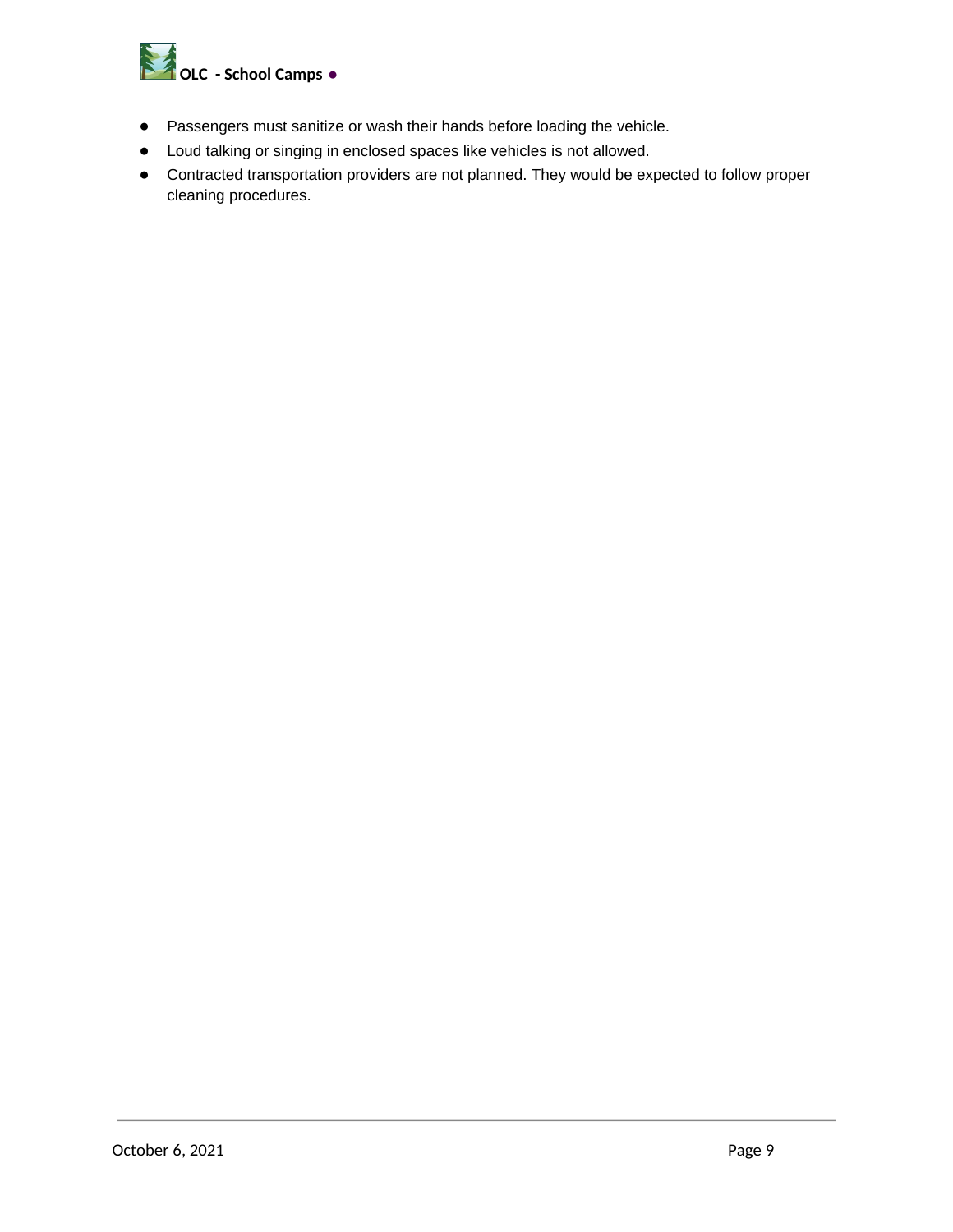- Passengers must sanitize or wash their hands before loading the vehicle.
- Loud talking or singing in enclosed spaces like vehicles is not allowed.
- Contracted transportation providers are not planned. They would be expected to follow proper cleaning procedures.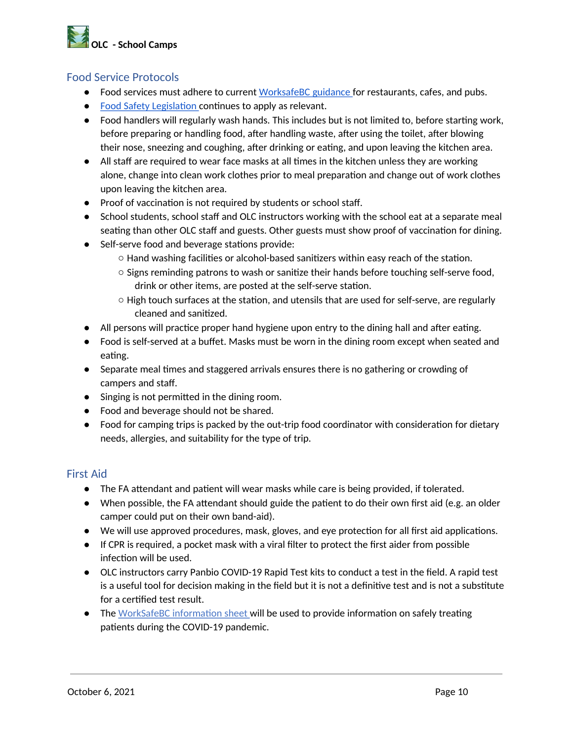## Food Service Protocols

- Food services must adhere to current [WorksafeBC guidance](#) for restaurants, cafes, and pubs.
- [Food Safety Legislation](#) continues to apply as relevant.
- Food handlers will regularly wash hands. This includes but is not limited to, before starting work, before preparing or handling food, after handling waste, after using the toilet, after blowing their nose, sneezing and coughing, after drinking or eating, and upon leaving the kitchen area.
- All staff are required to wear face masks at all times in the kitchen unless they are working alone, change into clean work clothes prior to meal preparation and change out of work clothes upon leaving the kitchen area.
- Proof of vaccination is not required by students or school staff.
- School students, school staff and OLC instructors working with the school eat at a separate meal seating than other OLC staff and guests. Other guests must show proof of vaccination for dining.
- Self-serve food and beverage stations provide:
  - Hand washing facilities or alcohol-based sanitizers within easy reach of the station.
  - Signs reminding patrons to wash or sanitize their hands before touching self-serve food, drink or other items, are posted at the self-serve station.
  - High touch surfaces at the station, and utensils that are used for self-serve, are regularly cleaned and sanitized.
- All persons will practice proper hand hygiene upon entry to the dining hall and after eating.
- Food is self-served at a buffet. Masks must be worn in the dining room except when seated and eating.
- Separate meal times and staggered arrivals ensures there is no gathering or crowding of campers and staff.
- Singing is not permitted in the dining room.
- Food and beverage should not be shared.
- Food for camping trips is packed by the out-trip food coordinator with consideration for dietary needs, allergies, and suitability for the type of trip.

## First Aid

- The FA attendant and patient will wear masks while care is being provided, if tolerated.
- When possible, the FA attendant should guide the patient to do their own first aid (e.g. an older camper could put on their own band-aid).
- We will use approved procedures, mask, gloves, and eye protection for all first aid applications.
- If CPR is required, a pocket mask with a viral filter to protect the first aider from possible infection will be used.
- OLC instructors carry Panbio COVID-19 Rapid Test kits to conduct a test in the field. A rapid test is a useful tool for decision making in the field but it is not a definitive test and is not a substitute for a certified test result.
- The [WorkSafeBC information sheet](#) will be used to provide information on safely treating patients during the COVID-19 pandemic.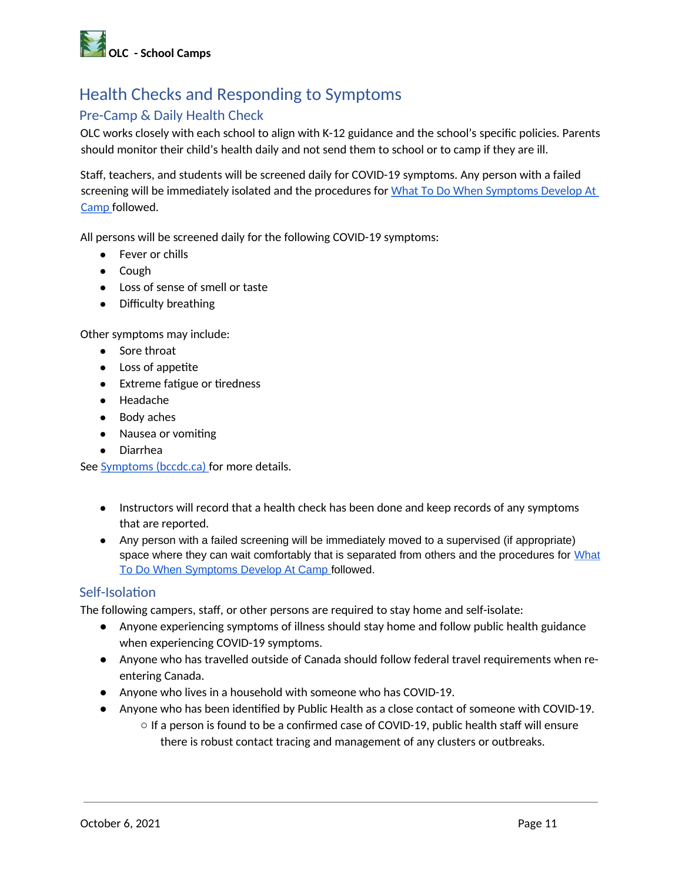# Health Checks and Responding to Symptoms

## Pre-Camp & Daily Health Check

OLC works closely with each school to align with K-12 guidance and the school's specific policies. Parents should monitor their child's health daily and not send them to school or to camp if they are ill.

Staff, teachers, and students will be screened daily for COVID-19 symptoms. Any person with a failed screening will be immediately isolated and the procedures for What To Do When Symptoms Develop At Camp followed.

All persons will be screened daily for the following COVID-19 symptoms:

- Fever or chills
- Cough
- Loss of sense of smell or taste
- Difficulty breathing

Other symptoms may include:

- Sore throat
- Loss of appetite
- Extreme fatigue or tiredness
- Headache
- Body aches
- Nausea or vomiting
- Diarrhea

See Symptoms (bccdc.ca) for more details.

- Instructors will record that a health check has been done and keep records of any symptoms that are reported.
- Any person with a failed screening will be immediately moved to a supervised (if appropriate) space where they can wait comfortably that is separated from others and the procedures for What To Do When Symptoms Develop At Camp followed.

## Self-Isolation

The following campers, staff, or other persons are required to stay home and self-isolate:

- Anyone experiencing symptoms of illness should stay home and follow public health guidance when experiencing COVID-19 symptoms.
- Anyone who has travelled outside of Canada should follow federal travel requirements when re-entering Canada.
- Anyone who lives in a household with someone who has COVID-19.
- Anyone who has been identified by Public Health as a close contact of someone with COVID-19.
  - If a person is found to be a confirmed case of COVID-19, public health staff will ensure there is robust contact tracing and management of any clusters or outbreaks.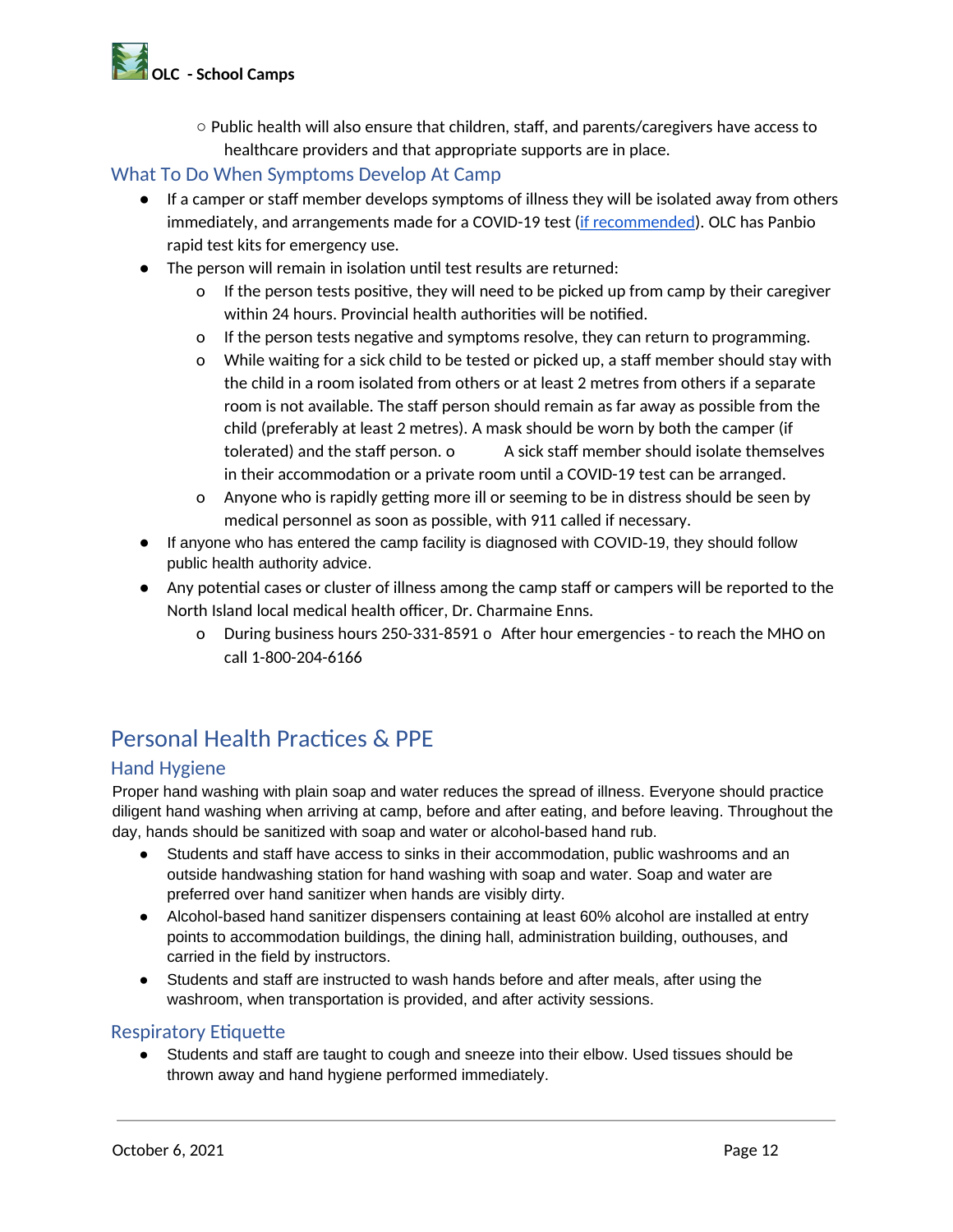- Public health will also ensure that children, staff, and parents/caregivers have access to healthcare providers and that appropriate supports are in place.

### What To Do When Symptoms Develop At Camp

- If a camper or staff member develops symptoms of illness they will be isolated away from others immediately, and arrangements made for a COVID-19 test (if recommended). OLC has Panbio rapid test kits for emergency use.
- The person will remain in isolation until test results are returned:
  - If the person tests positive, they will need to be picked up from camp by their caregiver within 24 hours. Provincial health authorities will be notified.
  - If the person tests negative and symptoms resolve, they can return to programming.
  - While waiting for a sick child to be tested or picked up, a staff member should stay with the child in a room isolated from others or at least 2 metres from others if a separate room is not available. The staff person should remain as far away as possible from the child (preferably at least 2 metres). A mask should be worn by both the camper (if tolerated) and the staff person.
  - A sick staff member should isolate themselves in their accommodation or a private room until a COVID-19 test can be arranged.
  - Anyone who is rapidly getting more ill or seeming to be in distress should be seen by medical personnel as soon as possible, with 911 called if necessary.
- If anyone who has entered the camp facility is diagnosed with COVID-19, they should follow public health authority advice.
- Any potential cases or cluster of illness among the camp staff or campers will be reported to the North Island local medical health officer, Dr. Charmaine Enns.
  - During business hours 250-331-8591
  - After hour emergencies - to reach the MHO on call 1-800-204-6166

## Personal Health Practices & PPE

### Hand Hygiene

Proper hand washing with plain soap and water reduces the spread of illness. Everyone should practice diligent hand washing when arriving at camp, before and after eating, and before leaving. Throughout the day, hands should be sanitized with soap and water or alcohol-based hand rub.

- Students and staff have access to sinks in their accommodation, public washrooms and an outside handwashing station for hand washing with soap and water. Soap and water are preferred over hand sanitizer when hands are visibly dirty.
- Alcohol-based hand sanitizer dispensers containing at least 60% alcohol are installed at entry points to accommodation buildings, the dining hall, administration building, outhouses, and carried in the field by instructors.
- Students and staff are instructed to wash hands before and after meals, after using the washroom, when transportation is provided, and after activity sessions.

### Respiratory Etiquette

- Students and staff are taught to cough and sneeze into their elbow. Used tissues should be thrown away and hand hygiene performed immediately.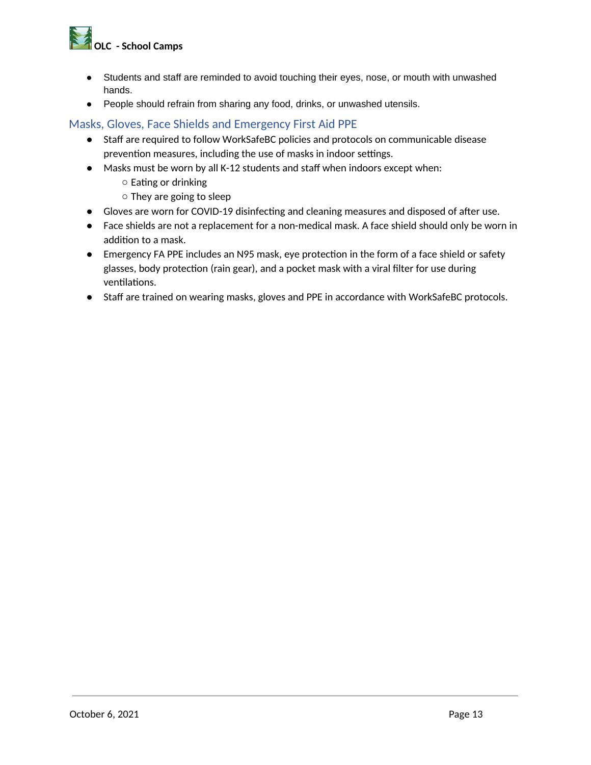- Students and staff are reminded to avoid touching their eyes, nose, or mouth with unwashed hands.
- People should refrain from sharing any food, drinks, or unwashed utensils.

## Masks, Gloves, Face Shields and Emergency First Aid PPE

- Staff are required to follow WorkSafeBC policies and protocols on communicable disease prevention measures, including the use of masks in indoor settings.
- Masks must be worn by all K-12 students and staff when indoors except when:
  - Eating or drinking
  - They are going to sleep
- Gloves are worn for COVID-19 disinfecting and cleaning measures and disposed of after use.
- Face shields are not a replacement for a non-medical mask. A face shield should only be worn in addition to a mask.
- Emergency FA PPE includes an N95 mask, eye protection in the form of a face shield or safety glasses, body protection (rain gear), and a pocket mask with a viral filter for use during ventilations.
- Staff are trained on wearing masks, gloves and PPE in accordance with WorkSafeBC protocols.